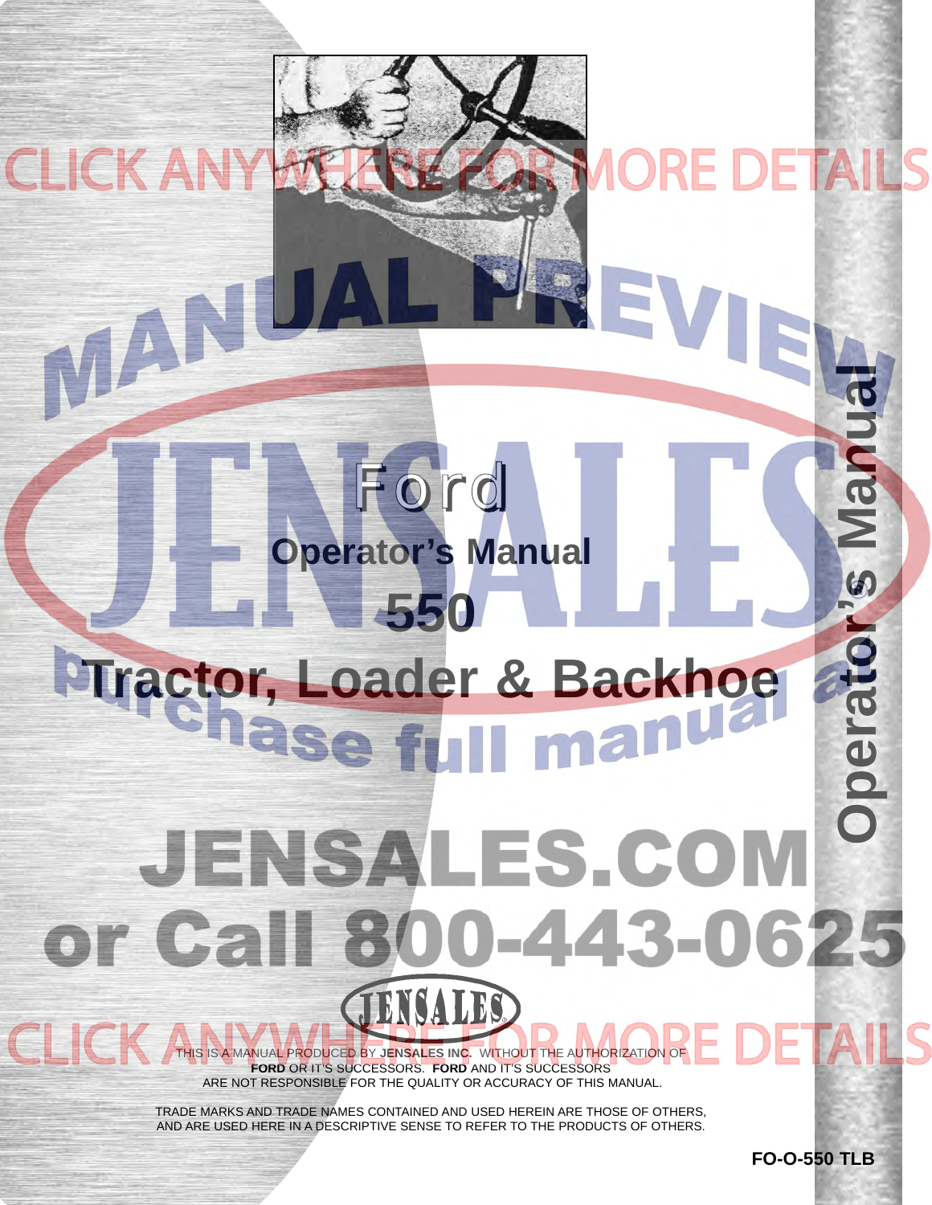# Ford

## Operator's Manual

## 550

## Tractor, Loader & Backhoe

MANUAL PREVIEW

purchase full manual at

JENSALES.COM

or Call 800-443-0625

CLICK ANYWHERE FOR MORE DETAILS

THIS IS A MANUAL PRODUCED BY **JENSALES INC.** WITHOUT THE AUTHORIZATION OF **FORD** OR IT'S SUCCESSORS. **FORD** AND IT'S SUCCESSORS ARE NOT RESPONSIBLE FOR THE QUALITY OR ACCURACY OF THIS MANUAL.

TRADE MARKS AND TRADE NAMES CONTAINED AND USED HEREIN ARE THOSE OF OTHERS, AND ARE USED HERE IN A DESCRIPTIVE SENSE TO REFER TO THE PRODUCTS OF OTHERS.

**FO-O-550 TLB**

Operator's Manual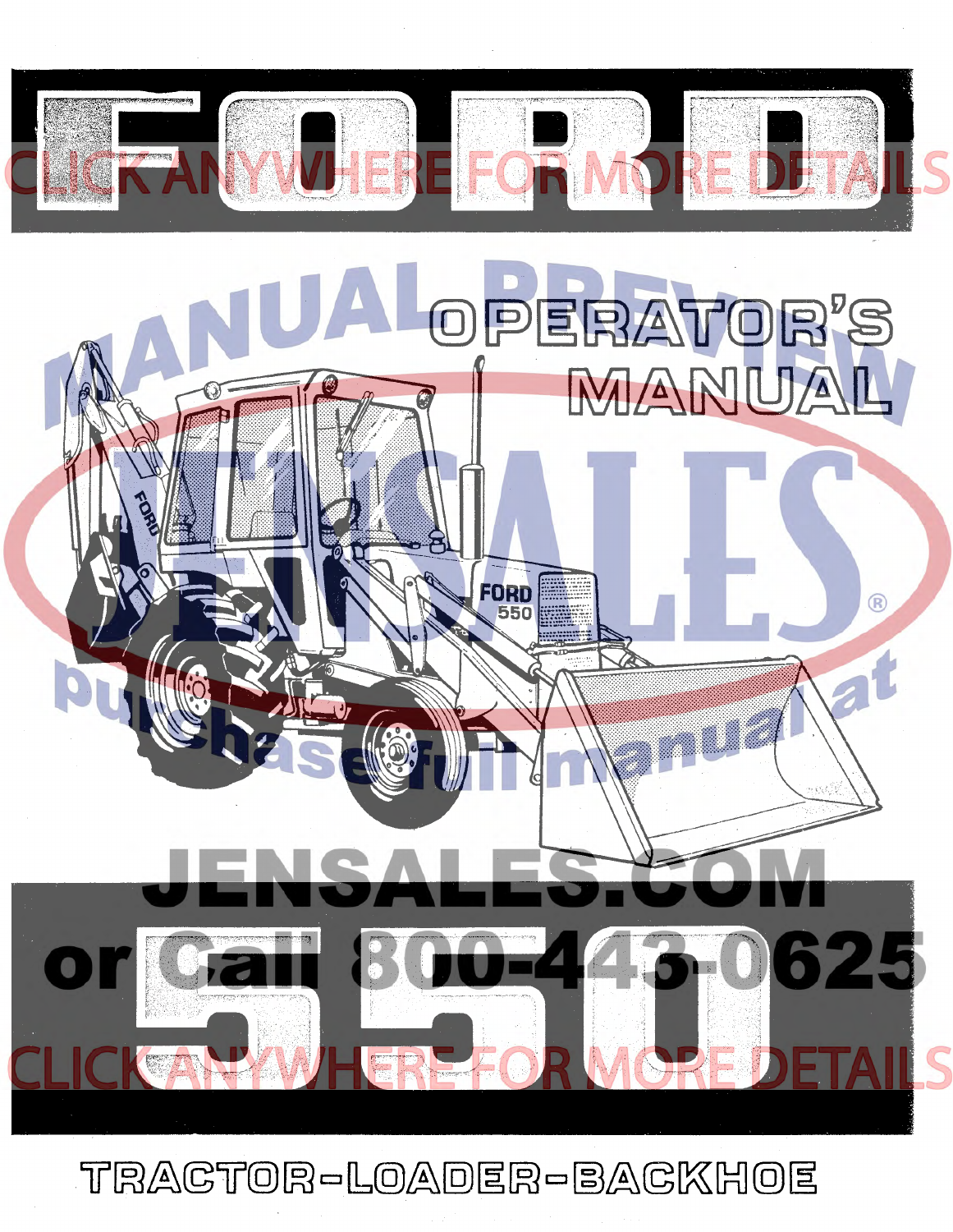# FORD

## OPERATOR'S MANUAL

# 550

## TRACTOR-LOADER-BACKHOE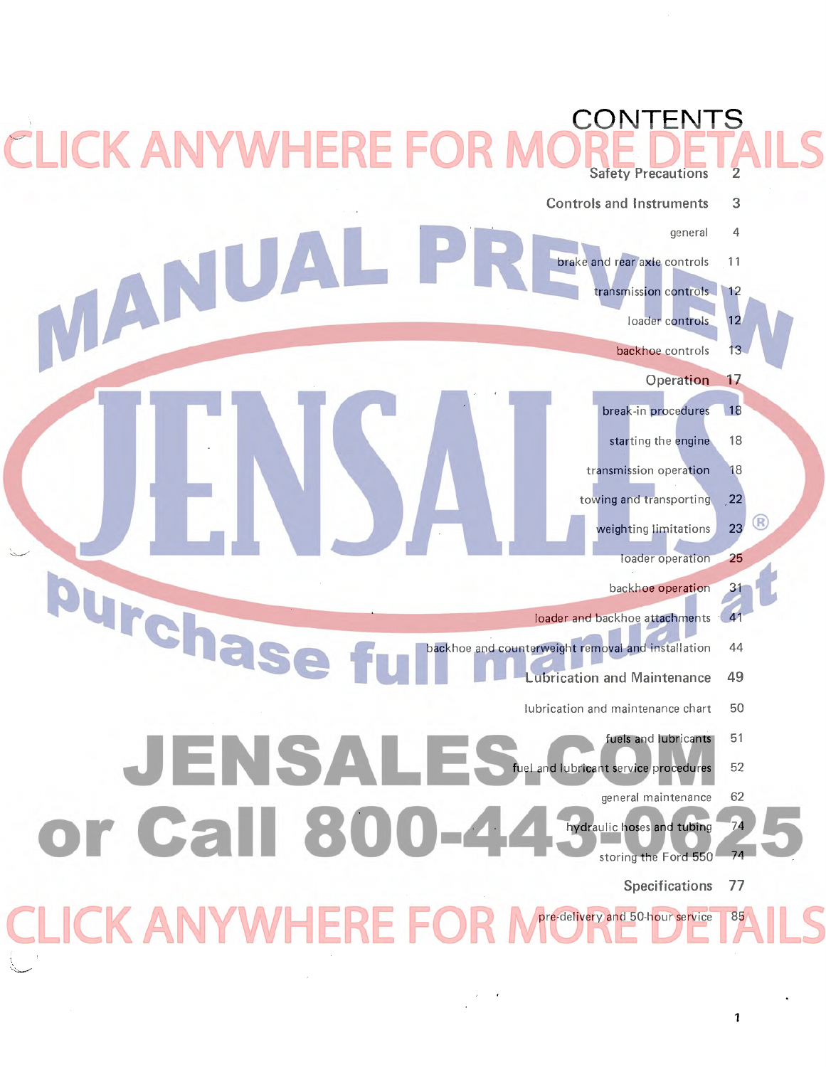# CONTENTS

| | |
|---|---|
| **Safety Precautions** | 2 |
| **Controls and Instruments** | 3 |
| general | 4 |
| brake and rear axle controls | 11 |
| transmission controls | 12 |
| loader controls | 12 |
| backhoe controls | 13 |
| **Operation** | 17 |
| break-in procedures | 18 |
| starting the engine | 18 |
| transmission operation | 18 |
| towing and transporting | 22 |
| weighting limitations | 23 |
| loader operation | 25 |
| backhoe operation | 31 |
| loader and backhoe attachments | 41 |
| backhoe and counterweight removal and installation | 44 |
| **Lubrication and Maintenance** | 49 |
| lubrication and maintenance chart | 50 |
| fuels and lubricants | 51 |
| fuel and lubricant service procedures | 52 |
| general maintenance | 62 |
| hydraulic hoses and tubing | 74 |
| storing the Ford 550 | 74 |
| **Specifications** | 77 |
| pre-delivery and 50-hour service | 85 |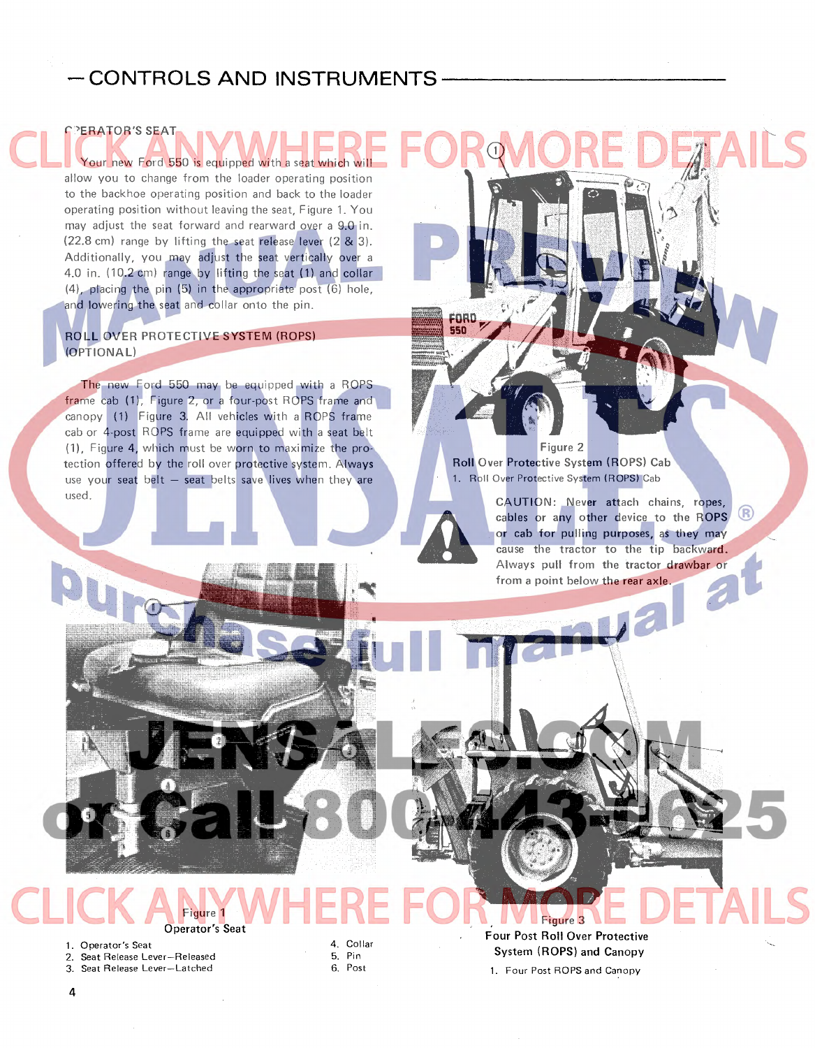## — CONTROLS AND INSTRUMENTS

### OPERATOR'S SEAT

Your new Ford 550 is equipped with a seat which will allow you to change from the loader operating position to the backhoe operating position and back to the loader operating position without leaving the seat, Figure 1. You may adjust the seat forward and rearward over a 9.0 in. (22.8 cm) range by lifting the seat release lever (2 & 3). Additionally, you may adjust the seat vertically over a 4.0 in. (10.2 cm) range by lifting the seat (1) and collar (4), placing the pin (5) in the appropriate post (6) hole, and lowering the seat and collar onto the pin.

### ROLL OVER PROTECTIVE SYSTEM (ROPS) (OPTIONAL)

The new Ford 550 may be equipped with a ROPS frame cab (1), Figure 2, or a four-post ROPS frame and canopy (1) Figure 3. All vehicles with a ROPS frame cab or 4-post ROPS frame are equipped with a seat belt (1), Figure 4, which must be worn to maximize the protection offered by the roll over protective system. Always use your seat belt — seat belts save lives when they are used.

Figure 2
Roll Over Protective System (ROPS) Cab

1. Roll Over Protective System (ROPS) Cab

CAUTION: Never attach chains, ropes, cables or any other device to the ROPS or cab for pulling purposes, as they may cause the tractor to tip backward. Always pull from the tractor drawbar or from a point below the rear axle.

Figure 1
Operator's Seat

1. Operator's Seat
2. Seat Release Lever—Released
3. Seat Release Lever—Latched
4. Collar
5. Pin
6. Post

Figure 3
Four Post Roll Over Protective System (ROPS) and Canopy

1. Four Post ROPS and Canopy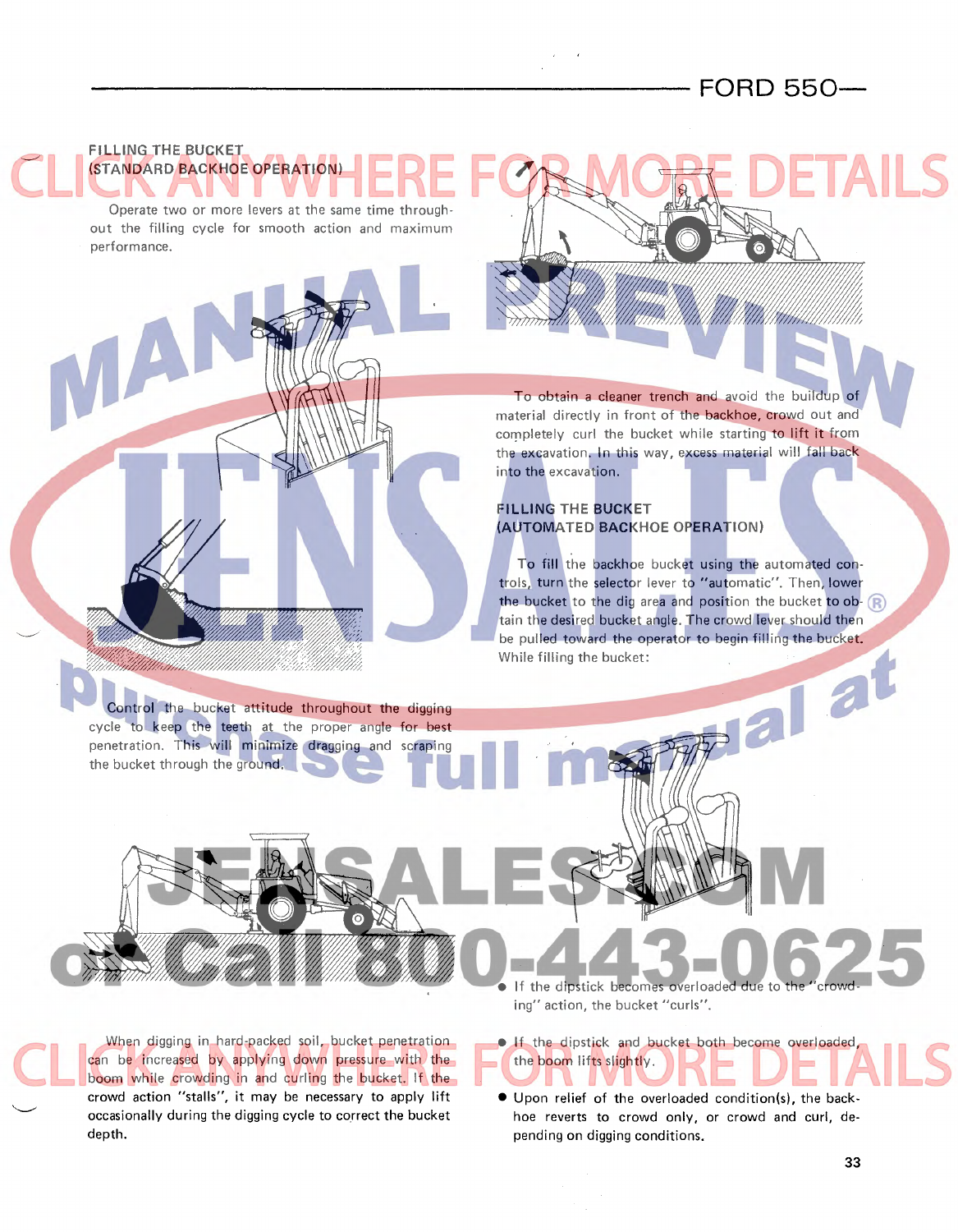## FILLING THE BUCKET (STANDARD BACKHOE OPERATION)

Operate two or more levers at the same time throughout the filling cycle for smooth action and maximum performance.

Control the bucket attitude throughout the digging cycle to keep the teeth at the proper angle for best penetration. This will minimize dragging and scraping the bucket through the ground.

When digging in hard-packed soil, bucket penetration can be increased by applying down pressure with the boom while crowding in and curling the bucket. If the crowd action "stalls", it may be necessary to apply lift occasionally during the digging cycle to correct the bucket depth.

To obtain a cleaner trench and avoid the buildup of material directly in front of the backhoe, crowd out and completely curl the bucket while starting to lift it from the excavation. In this way, excess material will fall back into the excavation.

## FILLING THE BUCKET (AUTOMATED BACKHOE OPERATION)

To fill the backhoe bucket using the automated controls, turn the selector lever to "automatic". Then, lower the bucket to the dig area and position the bucket to obtain the desired bucket angle. The crowd lever should then be pulled toward the operator to begin filling the bucket. While filling the bucket:

- If the dipstick becomes overloaded due to the "crowding" action, the bucket "curls".
- If the dipstick and bucket both become overloaded, the boom lifts slightly.
- Upon relief of the overloaded condition(s), the backhoe reverts to crowd only, or crowd and curl, depending on digging conditions.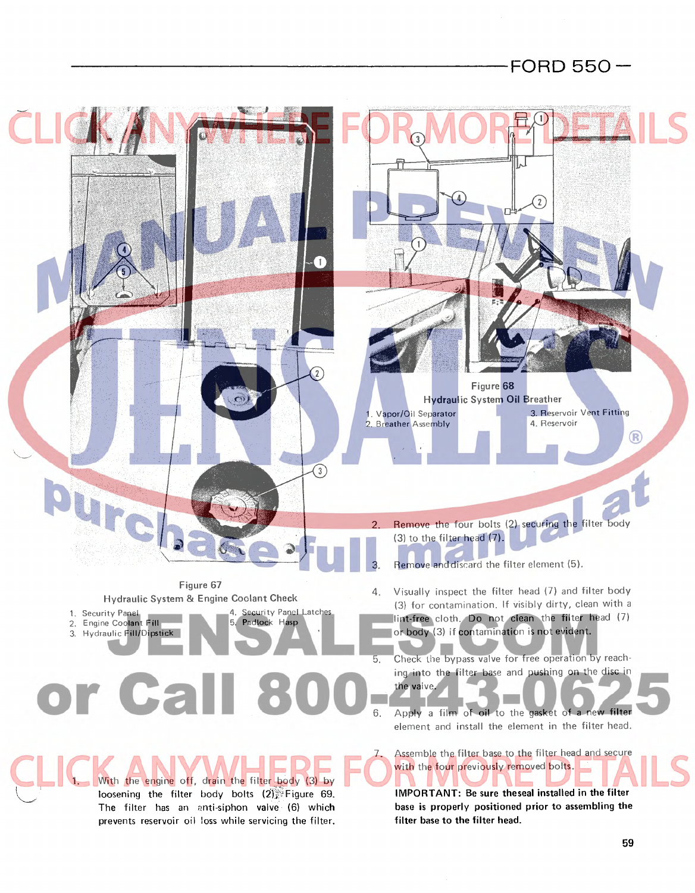Figure 67
Hydraulic System & Engine Coolant Check

1. Security Panel
2. Engine Coolant Fill
3. Hydraulic Fill/Dipstick
4. Security Panel Latches
5. Padlock Hasp

1. With the engine off, drain the filter body (3) by loosening the filter body bolts (2), Figure 69. The filter has an anti-siphon valve (6) which prevents reservoir oil loss while servicing the filter.

Figure 68
Hydraulic System Oil Breather

1. Vapor/Oil Separator
2. Breather Assembly
3. Reservoir Vent Fitting
4. Reservoir

2. Remove the four bolts (2) securing the filter body (3) to the filter head (7).

3. Remove and discard the filter element (5).

4. Visually inspect the filter head (7) and filter body (3) for contamination. If visibly dirty, clean with a lint-free cloth. Do not clean the filter head (7) or body (3) if contamination is not evident.

5. Check the bypass valve for free operation by reaching into the filter base and pushing on the disc in the valve.

6. Apply a film of oil to the gasket of a new filter element and install the element in the filter head.

7. Assemble the filter base to the filter head and secure with the four previously removed bolts.

**IMPORTANT: Be sure theseal installed in the filter base is properly positioned prior to assembling the filter base to the filter head.**